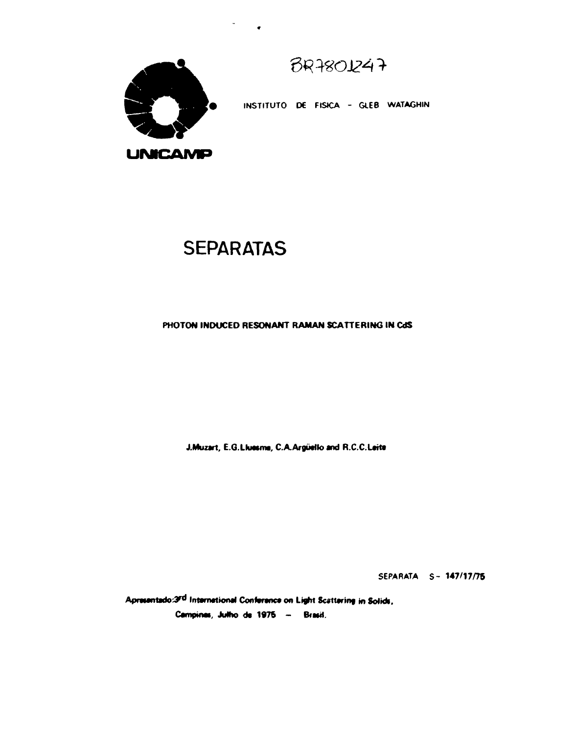BR7801247

INSTITUTO DE FISICA - GLEB WATAGHIN

UNICAMP

# SEPARATAS

**PHOTON INDUCED RESONANT RAMAN SCATTERING IN CdS**

**J.Muzart, E.G.Lluesma, C.A.Argüello and R.C.C.Leite**

SEPARATA S- 147/17/75

Apresentado: 3rd International Conference on Light Scattering in Solids,
Campinas, Julho de 1975 - Brasil.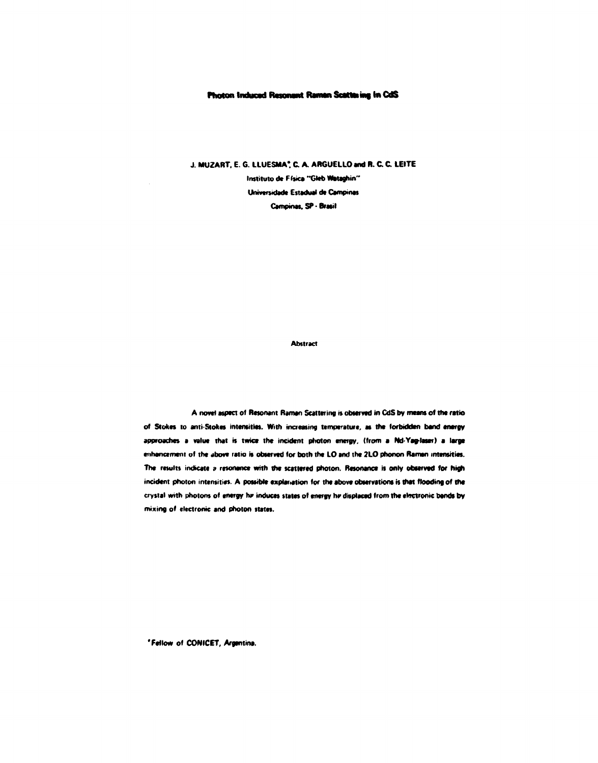# Photon Induced Resonant Raman Scattering in CdS

J. MUZART, E. G. LLUESMA*, C. A. ARGUELLO and R. C. C. LEITE

Instituto de Física "Gleb Wataghin"

Universidade Estadual de Campinas

Campinas, SP - Brasil

## Abstract

A novel aspect of Resonant Raman Scattering is observed in CdS by means of the ratio of Stokes to anti-Stokes intensities. With increasing temperature, as the forbidden band energy approaches a value that is twice the incident photon energy, (from a Nd-Yag-laser) a large enhancement of the above ratio is observed for both the LO and the 2LO phonon Raman intensities. The results indicate a resonance with the scattered photon. Resonance is only observed for high incident photon intensities. A possible explanation for the above observations is that flooding of the crystal with photons of energy $h\nu$ induces states of energy $h\nu$ displaced from the electronic bands by mixing of electronic and photon states.

*Fellow of CONICET, Argentina.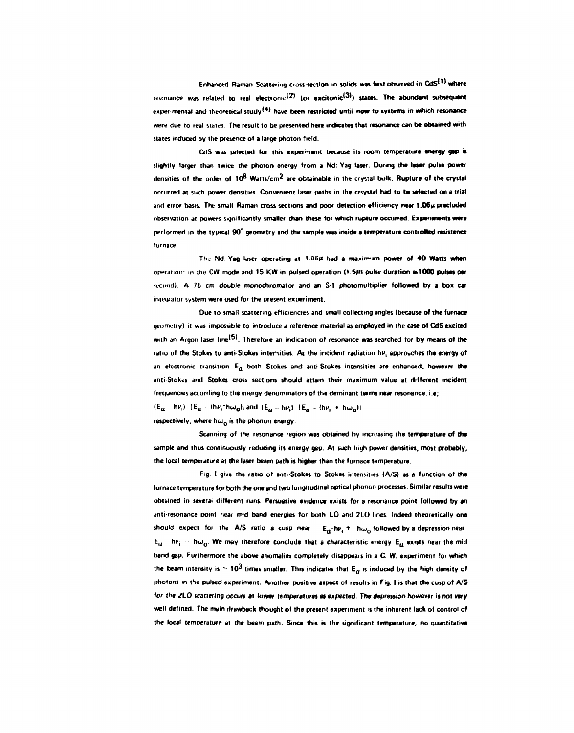Enhanced Raman Scattering cross-section in solids was first observed in CdS[1] where resonance was related to real electronic[2] (or excitonic[3]) states. The abundant subsequent experimental and theoretical study[4] have been restricted until now to systems in which resonance were due to real states. The result to be presented here indicates that resonance can be obtained with states induced by the presence of a large photon field.

CdS was selected for this experiment because its room temperature energy gap is slightly larger than twice the photon energy from a Nd: Yag laser. During the laser pulse power densities of the order of $10^8$ Watts/cm$^2$ are obtainable in the crystal bulk. Rupture of the crystal occurred at such power densities. Convenient laser paths in the crsystal had to be selected on a trial and error basis. The small Raman cross sections and poor detection efficiency near 1.06$\mu$ precluded observation at powers significantly smaller than these for which rupture occurred. Experiments were performed in the typical 90° geometry and the sample was inside a temperature controlled resistence furnace.

The Nd: Yag laser operating at 1.06$\mu$ had a maximum power of 40 Watts when operation in the CW mode and 15 KW in pulsed operation (1.5$\mu$s pulse duration a 1000 pulses per second). A 75 cm double monochromator and an S-1 photomultiplier followed by a box car integrator system were used for the present experiment.

Due to small scattering efficiencies and small collecting angles (because of the furnace geometry) it was impossible to introduce a reference material as employed in the case of CdS excited with an Argon laser line[5]. Therefore an indication of resonance was searched for by means of the ratio of the Stokes to anti-Stokes intensities. As the incident radiation $h\nu_i$ approaches the energy of an electronic transition $E_a$ both Stokes and anti-Stokes intensities are enhanced, however the anti-Stokes and Stokes cross sections should attain their maximum value at different incident frequencies according to the energy denominators of the deminant terms near resonance, i.e;

$(E_a - h\nu_i)\ [E_a - (h\nu_i - h\omega_o)]$, and $(E_a - h\nu_i)\ [E_a - (h\nu_i + h\omega_o)]$

respectively, where $h\omega_o$ is the phonon energy.

Scanning of the resonance region was obtained by increasing the temperature of the sample and thus continuously reducing its energy gap. At such high power densities, most probably, the local temperature at the laser beam path is higher than the furnace temperature.

Fig. I give the ratio of anti-Stokes to Stokes intensities (A/S) as a function of the furnace temperature for both the one and two longitudinal optical phonon processes. Similar results were obtained in several different runs. Persuasive evidence exists for a resonance point followed by an anti-resonance point near mid band energies for both LO and 2LO lines. Indeed theoretically one should expect for the A/S ratio a cusp near $E_a - h\nu_i + h\omega_o$ followed by a depression near $E_a - h\nu_i - h\omega_o$. We may therefore conclude that a characteristic energy $E_a$ exists near the mid band gap. Furthermore the above anomalies completely disappears in a C. W. experiment for which the beam intensity is $\sim 10^3$ times smaller. This indicates that $E_a$ is induced by the high density of photons in the pulsed experiment. Another positive aspect of results in Fig. I is that the cusp of A/S for the 2LO scattering occurs at lower temperatures as expected. The depression however is not very well defined. The main drawback thought of the present experiment is the inherent lack of control of the local temperature at the beam path. Since this is the significant temperature, no quantitative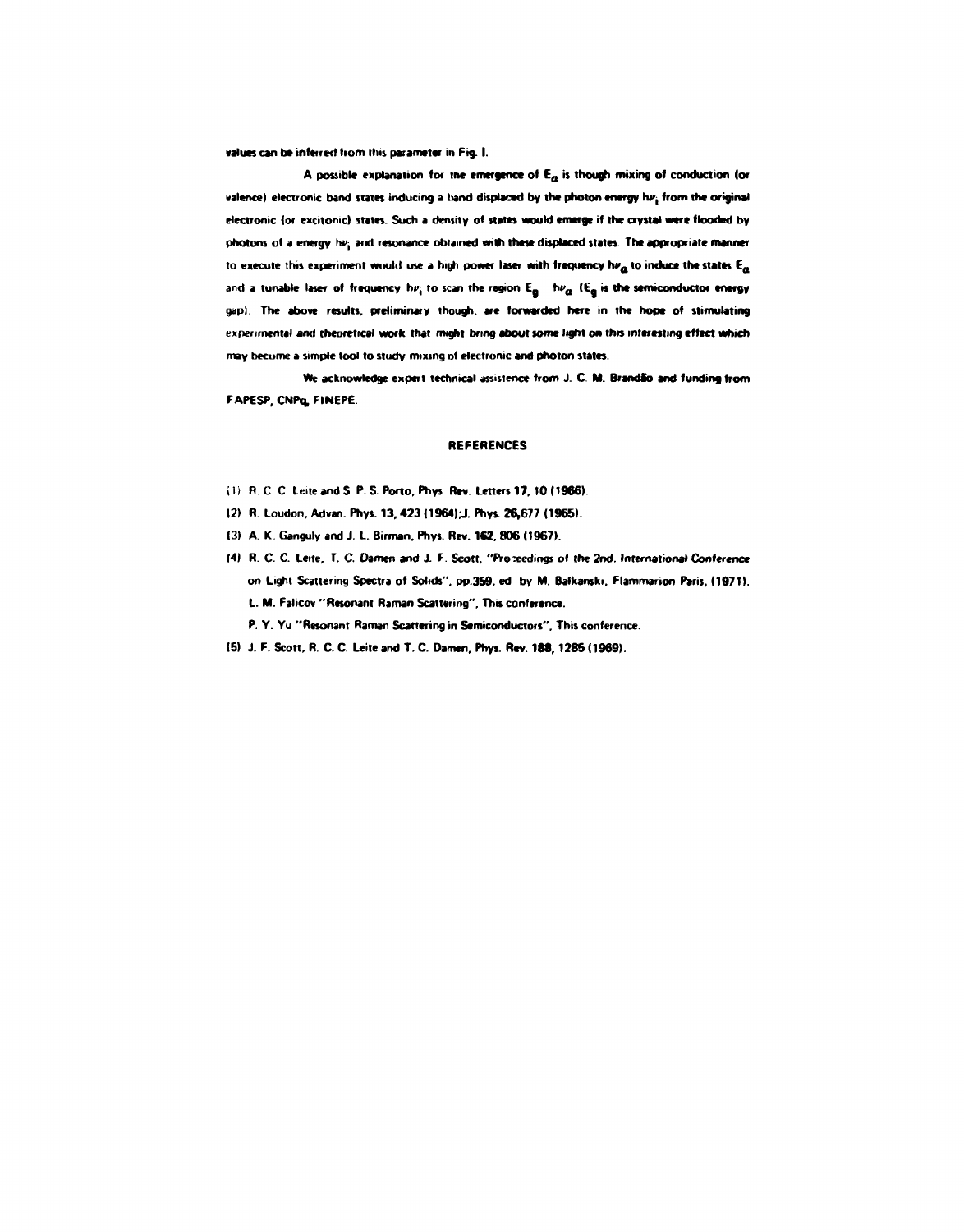values can be inferred from this parameter in Fig. I.

A possible explanation for the emergence of $E_\alpha$ is though mixing of conduction (or valence) electronic band states inducing a band displaced by the photon energy $h\nu_i$ from the original electronic (or excitonic) states. Such a density of states would emerge if the crystal were flooded by photons of a energy $h\nu_i$ and resonance obtained with these displaced states. The appropriate manner to execute this experiment would use a high power laser with frequency $h\nu_\alpha$ to induce the states $E_\alpha$ and a tunable laser of frequency $h\nu_i$ to scan the region $E_g$  $h\nu_\alpha$ ($E_g$ is the semiconductor energy gap). The above results, preliminary though, are forwarded here in the hope of stimulating experimental and theoretical work that might bring about some light on this interesting effect which may become a simple tool to study mixing of electronic and photon states.

We acknowledge expert technical assistence from J. C. M. Brandão and funding from FAPESP, CNPq, FINEPE.

## REFERENCES

(1) R. C. C. Leite and S. P. S. Porto, Phys. Rev. Letters **17**, 10 (1966).

(2) R. Loudon, Advan. Phys. **13**, 423 (1964); J. Phys. **26**, 677 (1965).

(3) A. K. Ganguly and J. L. Birman, Phys. Rev. **162**, 806 (1967).

(4) R. C. C. Leite, T. C. Damen and J. F. Scott, "Proceedings of the 2nd. International Conference on Light Scattering Spectra of Solids", pp.359, ed by M. Balkanski, Flammarion Paris, (1971).
L. M. Falicov "Resonant Raman Scattering", This conference.
P. Y. Yu "Resonant Raman Scattering in Semiconductors", This conference.

(5) J. F. Scott, R. C. C. Leite and T. C. Damen, Phys. Rev. **188**, 1285 (1969).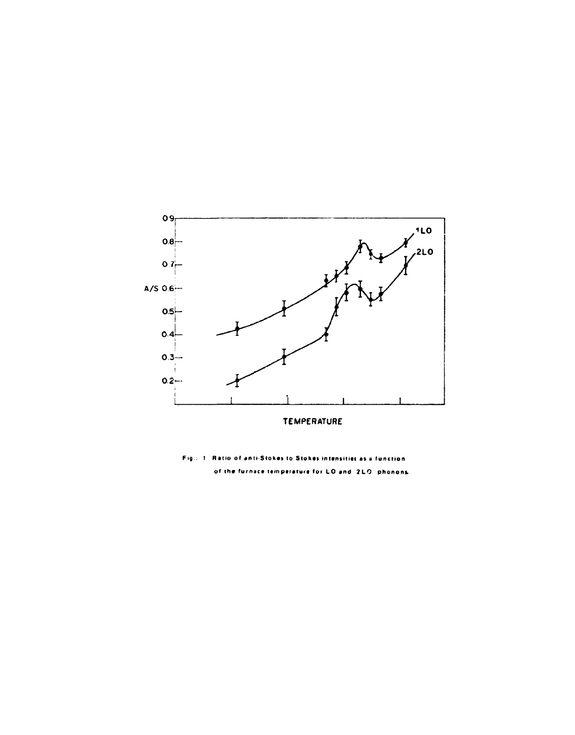0.9

0.8

0.7

A/S 0.6

0.5

0.4

0.3

0.2

1LO

2LO

TEMPERATURE

Fig. 1 Ratio of anti-Stokes to Stokes intensities as a function of the furnace temperature for LO and 2LO phonons.